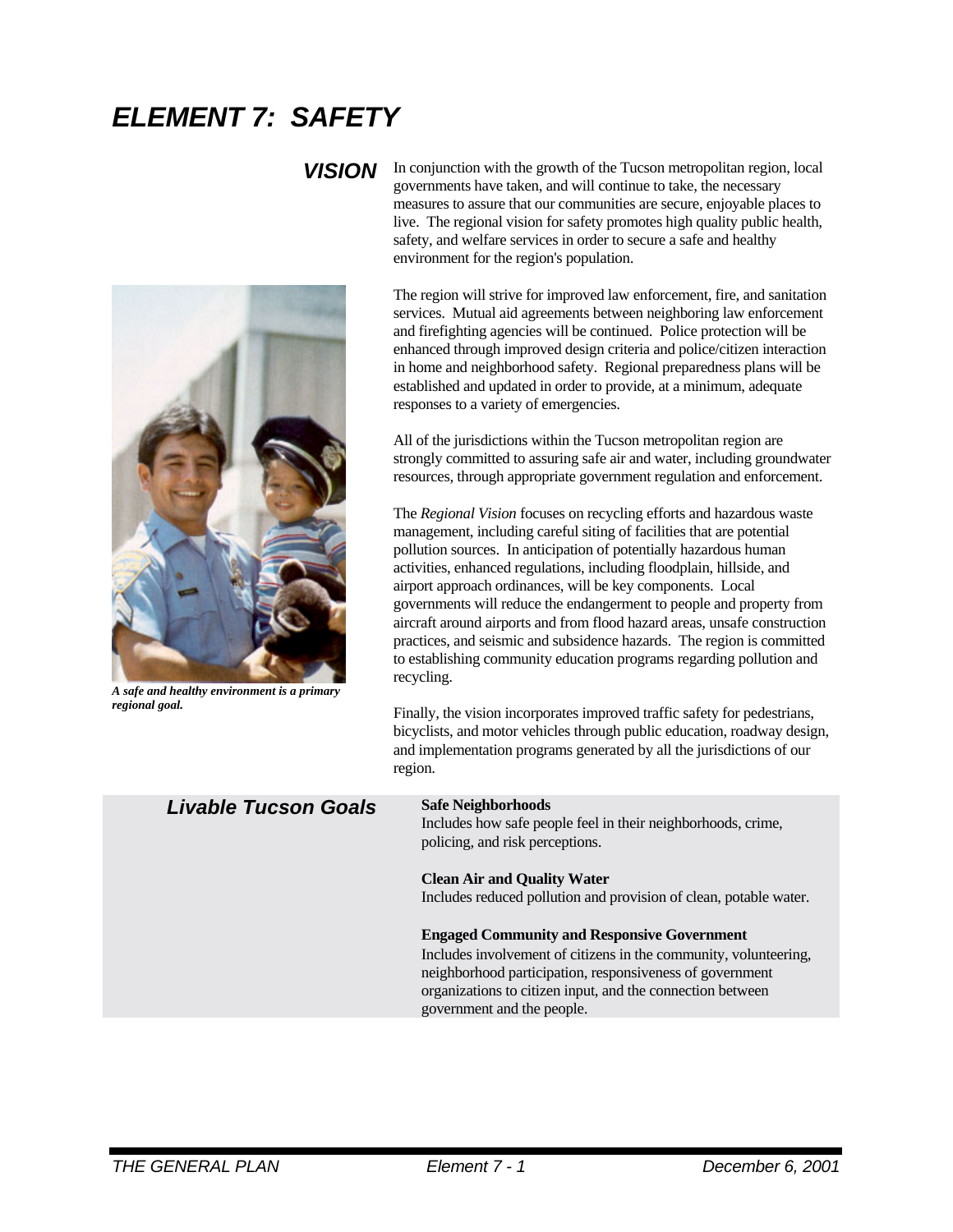# *ELEMENT 7: SAFETY*

## *VISION*

In conjunction with the growth of the Tucson metropolitan region, local governments have taken, and will continue to take, the necessary measures to assure that our communities are secure, enjoyable places to live. The regional vision for safety promotes high quality public health, safety, and welfare services in order to secure a safe and healthy environment for the region's population.

***A safe and healthy environment is a primary regional goal.***

The region will strive for improved law enforcement, fire, and sanitation services. Mutual aid agreements between neighboring law enforcement and firefighting agencies will be continued. Police protection will be enhanced through improved design criteria and police/citizen interaction in home and neighborhood safety. Regional preparedness plans will be established and updated in order to provide, at a minimum, adequate responses to a variety of emergencies.

All of the jurisdictions within the Tucson metropolitan region are strongly committed to assuring safe air and water, including groundwater resources, through appropriate government regulation and enforcement.

The *Regional Vision* focuses on recycling efforts and hazardous waste management, including careful siting of facilities that are potential pollution sources. In anticipation of potentially hazardous human activities, enhanced regulations, including floodplain, hillside, and airport approach ordinances, will be key components. Local governments will reduce the endangerment to people and property from aircraft around airports and from flood hazard areas, unsafe construction practices, and seismic and subsidence hazards. The region is committed to establishing community education programs regarding pollution and recycling.

Finally, the vision incorporates improved traffic safety for pedestrians, bicyclists, and motor vehicles through public education, roadway design, and implementation programs generated by all the jurisdictions of our region.

## *Livable Tucson Goals*

**Safe Neighborhoods**
Includes how safe people feel in their neighborhoods, crime, policing, and risk perceptions.

**Clean Air and Quality Water**
Includes reduced pollution and provision of clean, potable water.

**Engaged Community and Responsive Government**
Includes involvement of citizens in the community, volunteering, neighborhood participation, responsiveness of government organizations to citizen input, and the connection between government and the people.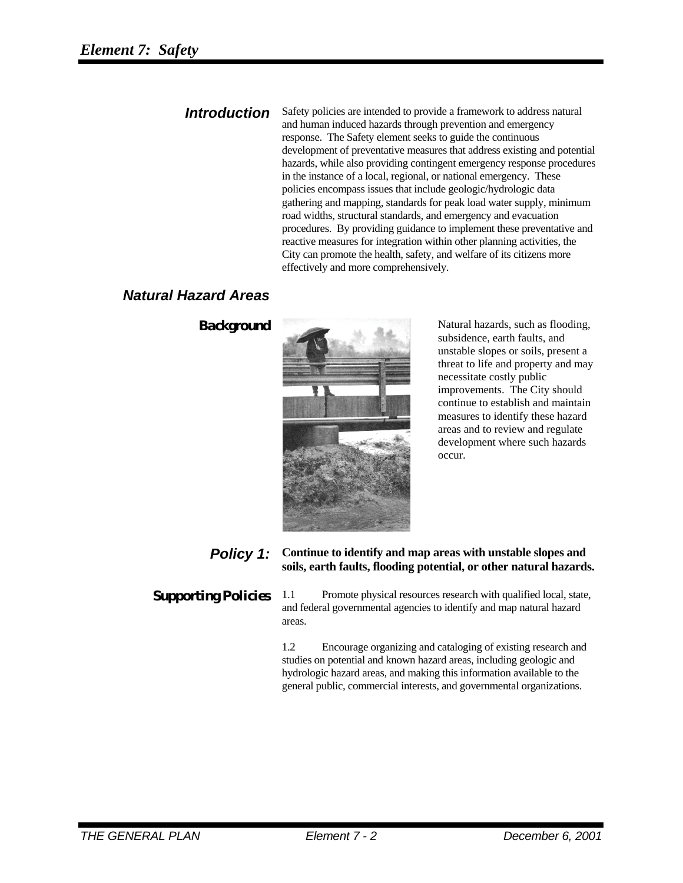# Element 7: Safety

### *Introduction*

Safety policies are intended to provide a framework to address natural and human induced hazards through prevention and emergency response. The Safety element seeks to guide the continuous development of preventative measures that address existing and potential hazards, while also providing contingent emergency response procedures in the instance of a local, regional, or national emergency. These policies encompass issues that include geologic/hydrologic data gathering and mapping, standards for peak load water supply, minimum road widths, structural standards, and emergency and evacuation procedures. By providing guidance to implement these preventative and reactive measures for integration within other planning activities, the City can promote the health, safety, and welfare of its citizens more effectively and more comprehensively.

## *Natural Hazard Areas*

### Background

Natural hazards, such as flooding, subsidence, earth faults, and unstable slopes or soils, present a threat to life and property and may necessitate costly public improvements. The City should continue to establish and maintain measures to identify these hazard areas and to review and regulate development where such hazards occur.

### *Policy 1:* **Continue to identify and map areas with unstable slopes and soils, earth faults, flooding potential, or other natural hazards.**

### Supporting Policies

1.1 Promote physical resources research with qualified local, state, and federal governmental agencies to identify and map natural hazard areas.

1.2 Encourage organizing and cataloging of existing research and studies on potential and known hazard areas, including geologic and hydrologic hazard areas, and making this information available to the general public, commercial interests, and governmental organizations.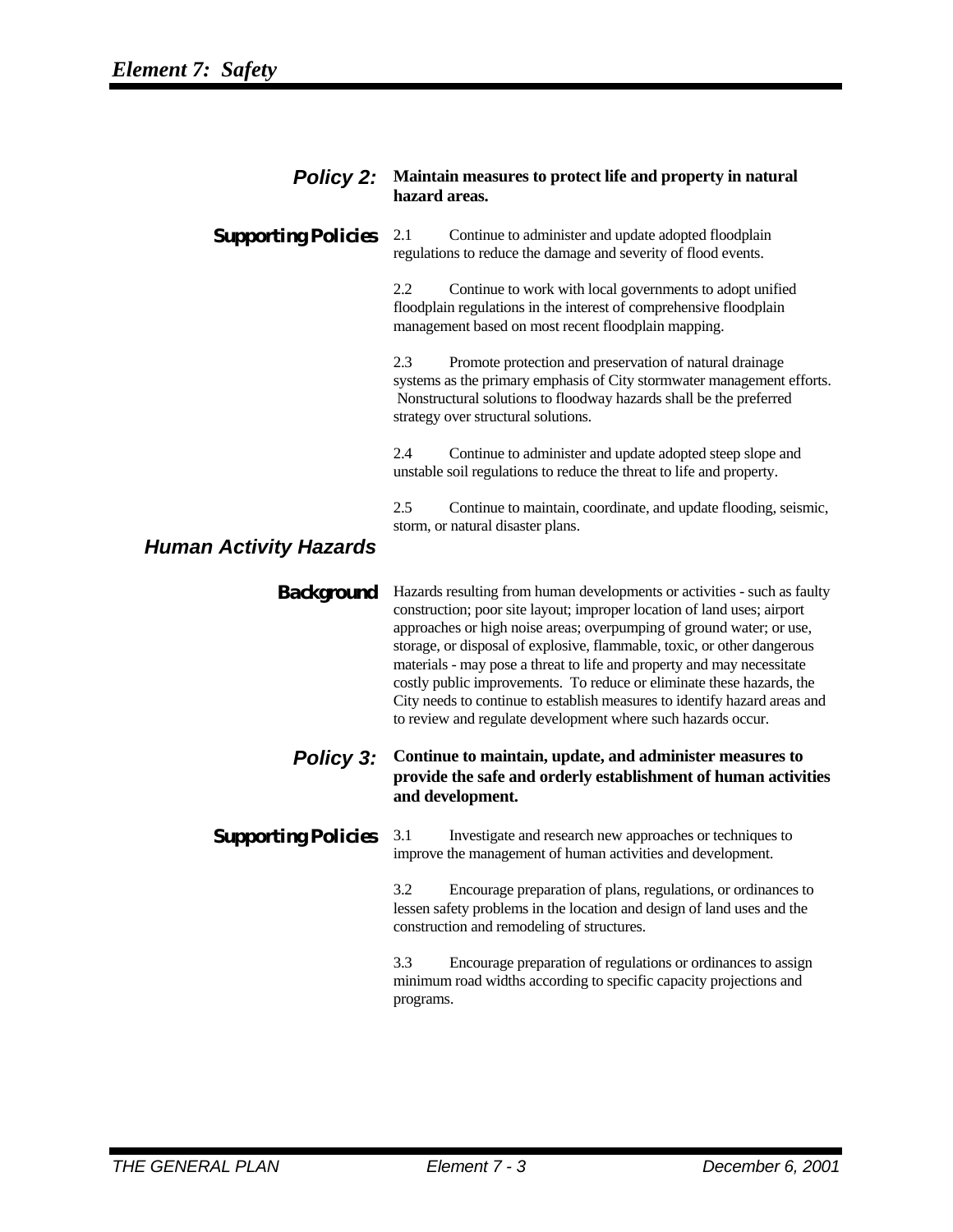**Policy 2:** **Maintain measures to protect life and property in natural hazard areas.**

**Supporting Policies**

2.1 Continue to administer and update adopted floodplain regulations to reduce the damage and severity of flood events.

2.2 Continue to work with local governments to adopt unified floodplain regulations in the interest of comprehensive floodplain management based on most recent floodplain mapping.

2.3 Promote protection and preservation of natural drainage systems as the primary emphasis of City stormwater management efforts. Nonstructural solutions to floodway hazards shall be the preferred strategy over structural solutions.

2.4 Continue to administer and update adopted steep slope and unstable soil regulations to reduce the threat to life and property.

2.5 Continue to maintain, coordinate, and update flooding, seismic, storm, or natural disaster plans.

## Human Activity Hazards

**Background**

Hazards resulting from human developments or activities - such as faulty construction; poor site layout; improper location of land uses; airport approaches or high noise areas; overpumping of ground water; or use, storage, or disposal of explosive, flammable, toxic, or other dangerous materials - may pose a threat to life and property and may necessitate costly public improvements. To reduce or eliminate these hazards, the City needs to continue to establish measures to identify hazard areas and to review and regulate development where such hazards occur.

**Policy 3:** **Continue to maintain, update, and administer measures to provide the safe and orderly establishment of human activities and development.**

**Supporting Policies**

3.1 Investigate and research new approaches or techniques to improve the management of human activities and development.

3.2 Encourage preparation of plans, regulations, or ordinances to lessen safety problems in the location and design of land uses and the construction and remodeling of structures.

3.3 Encourage preparation of regulations or ordinances to assign minimum road widths according to specific capacity projections and programs.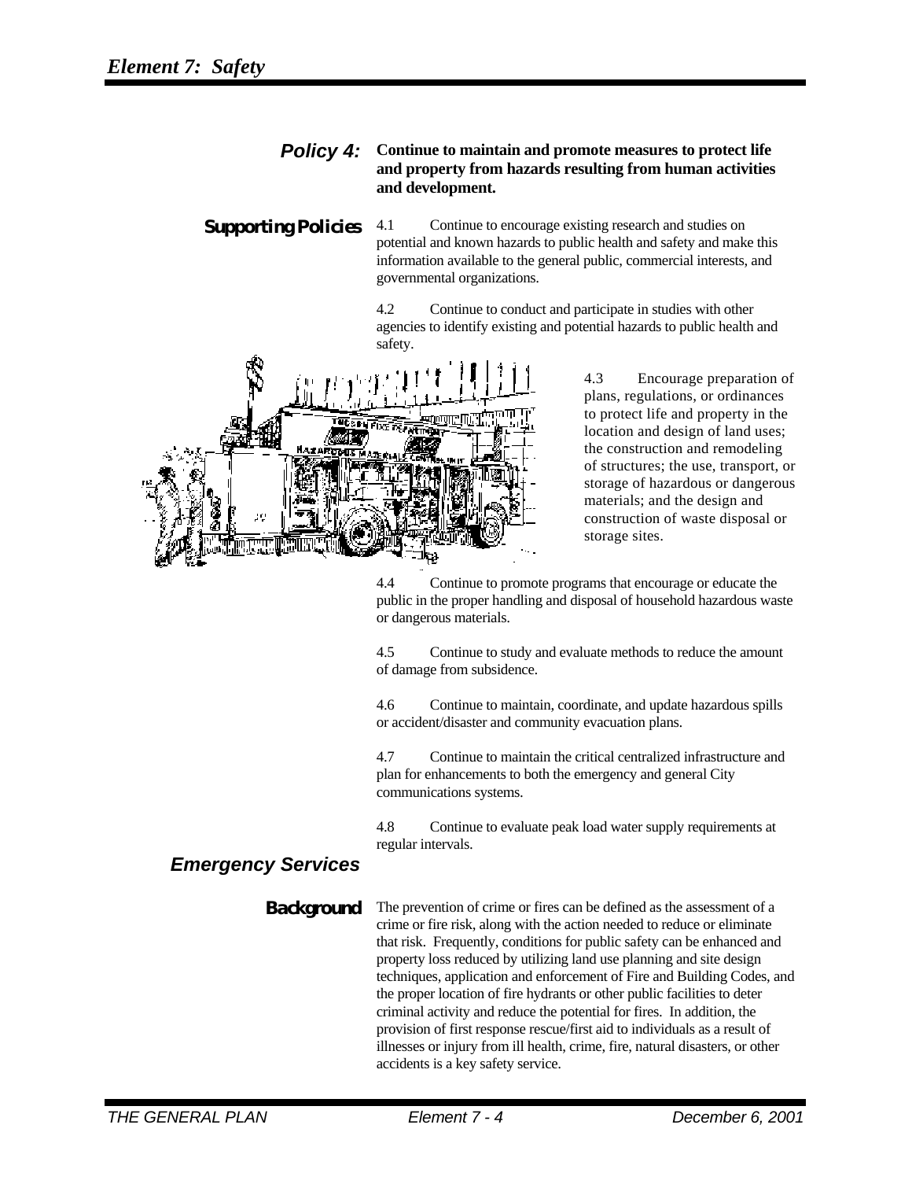## Policy 4: Continue to maintain and promote measures to protect life and property from hazards resulting from human activities and development.

### Supporting Policies

4.1 Continue to encourage existing research and studies on potential and known hazards to public health and safety and make this information available to the general public, commercial interests, and governmental organizations.

4.2 Continue to conduct and participate in studies with other agencies to identify existing and potential hazards to public health and safety.

4.3 Encourage preparation of plans, regulations, or ordinances to protect life and property in the location and design of land uses; the construction and remodeling of structures; the use, transport, or storage of hazardous or dangerous materials; and the design and construction of waste disposal or storage sites.

4.4 Continue to promote programs that encourage or educate the public in the proper handling and disposal of household hazardous waste or dangerous materials.

4.5 Continue to study and evaluate methods to reduce the amount of damage from subsidence.

4.6 Continue to maintain, coordinate, and update hazardous spills or accident/disaster and community evacuation plans.

4.7 Continue to maintain the critical centralized infrastructure and plan for enhancements to both the emergency and general City communications systems.

4.8 Continue to evaluate peak load water supply requirements at regular intervals.

## Emergency Services

### Background

The prevention of crime or fires can be defined as the assessment of a crime or fire risk, along with the action needed to reduce or eliminate that risk. Frequently, conditions for public safety can be enhanced and property loss reduced by utilizing land use planning and site design techniques, application and enforcement of Fire and Building Codes, and the proper location of fire hydrants or other public facilities to deter criminal activity and reduce the potential for fires. In addition, the provision of first response rescue/first aid to individuals as a result of illnesses or injury from ill health, crime, fire, natural disasters, or other accidents is a key safety service.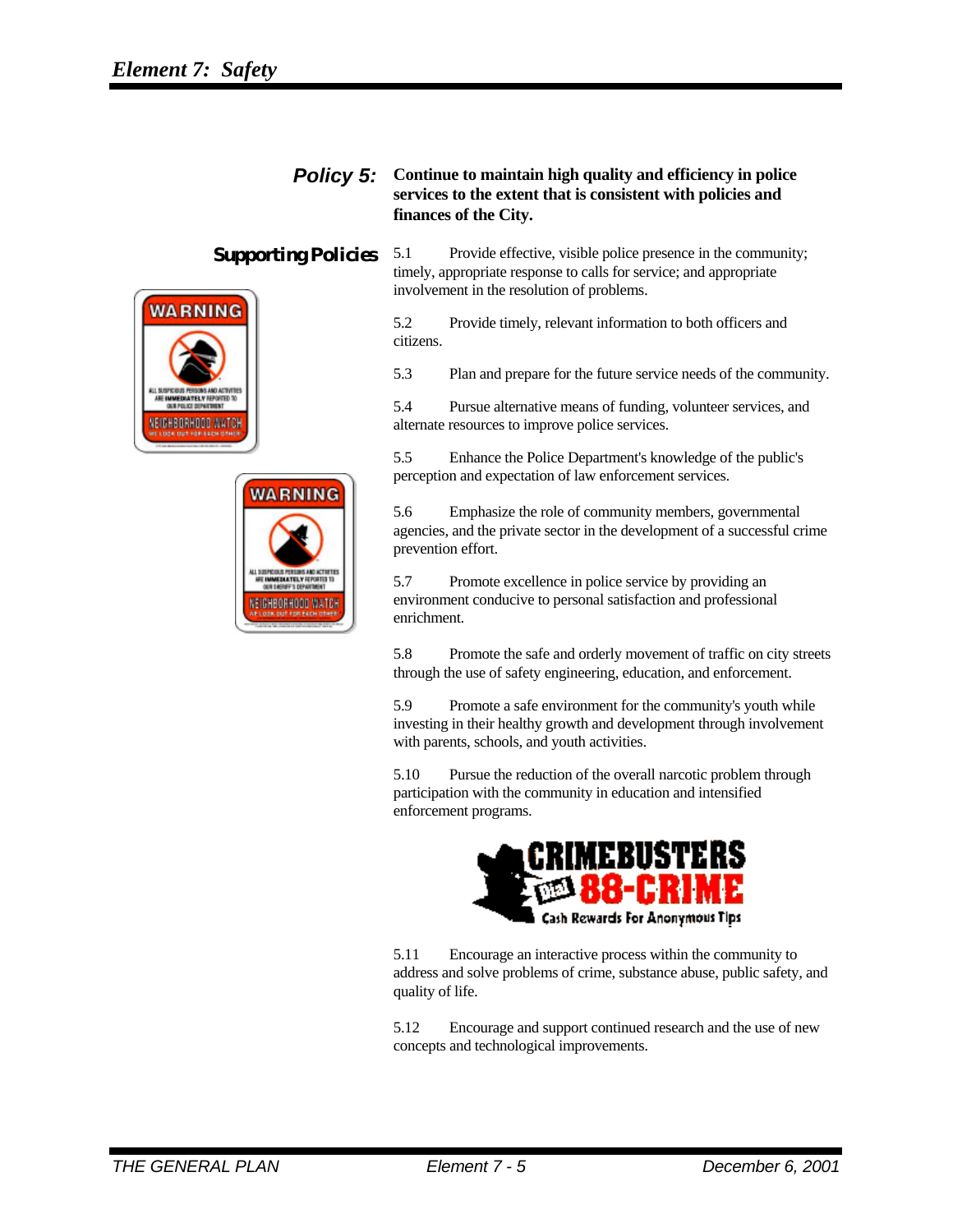## Policy 5: Continue to maintain high quality and efficiency in police services to the extent that is consistent with policies and finances of the City.

### Supporting Policies

5.1 Provide effective, visible police presence in the community; timely, appropriate response to calls for service; and appropriate involvement in the resolution of problems.

5.2 Provide timely, relevant information to both officers and citizens.

5.3 Plan and prepare for the future service needs of the community.

5.4 Pursue alternative means of funding, volunteer services, and alternate resources to improve police services.

5.5 Enhance the Police Department's knowledge of the public's perception and expectation of law enforcement services.

5.6 Emphasize the role of community members, governmental agencies, and the private sector in the development of a successful crime prevention effort.

5.7 Promote excellence in police service by providing an environment conducive to personal satisfaction and professional enrichment.

5.8 Promote the safe and orderly movement of traffic on city streets through the use of safety engineering, education, and enforcement.

5.9 Promote a safe environment for the community's youth while investing in their healthy growth and development through involvement with parents, schools, and youth activities.

5.10 Pursue the reduction of the overall narcotic problem through participation with the community in education and intensified enforcement programs.

5.11 Encourage an interactive process within the community to address and solve problems of crime, substance abuse, public safety, and quality of life.

5.12 Encourage and support continued research and the use of new concepts and technological improvements.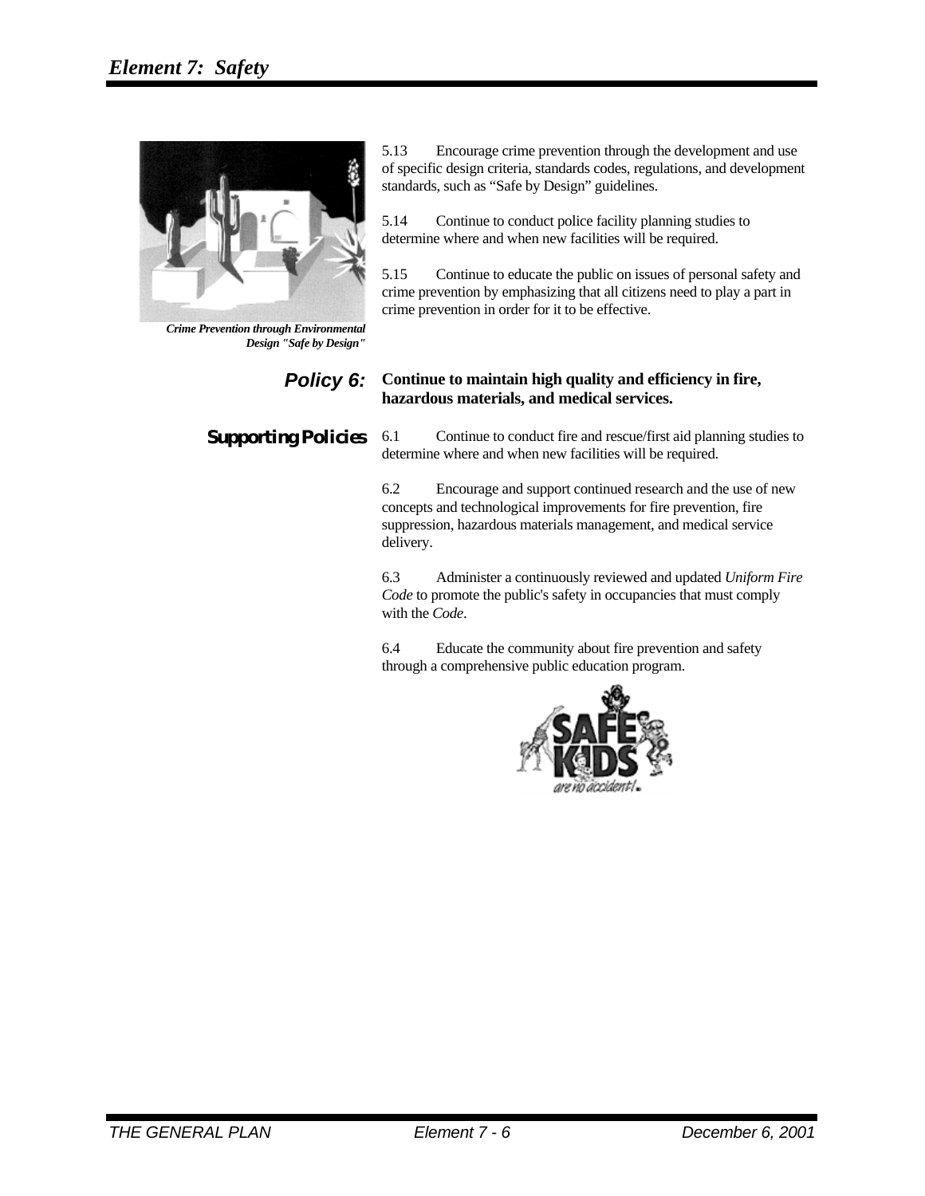Crime Prevention through Environmental Design "Safe by Design"

5.13 Encourage crime prevention through the development and use of specific design criteria, standards codes, regulations, and development standards, such as "Safe by Design" guidelines.

5.14 Continue to conduct police facility planning studies to determine where and when new facilities will be required.

5.15 Continue to educate the public on issues of personal safety and crime prevention by emphasizing that all citizens need to play a part in crime prevention in order for it to be effective.

## Policy 6: Continue to maintain high quality and efficiency in fire, hazardous materials, and medical services.

### Supporting Policies

6.1 Continue to conduct fire and rescue/first aid planning studies to determine where and when new facilities will be required.

6.2 Encourage and support continued research and the use of new concepts and technological improvements for fire prevention, fire suppression, hazardous materials management, and medical service delivery.

6.3 Administer a continuously reviewed and updated *Uniform Fire Code* to promote the public's safety in occupancies that must comply with the *Code*.

6.4 Educate the community about fire prevention and safety through a comprehensive public education program.